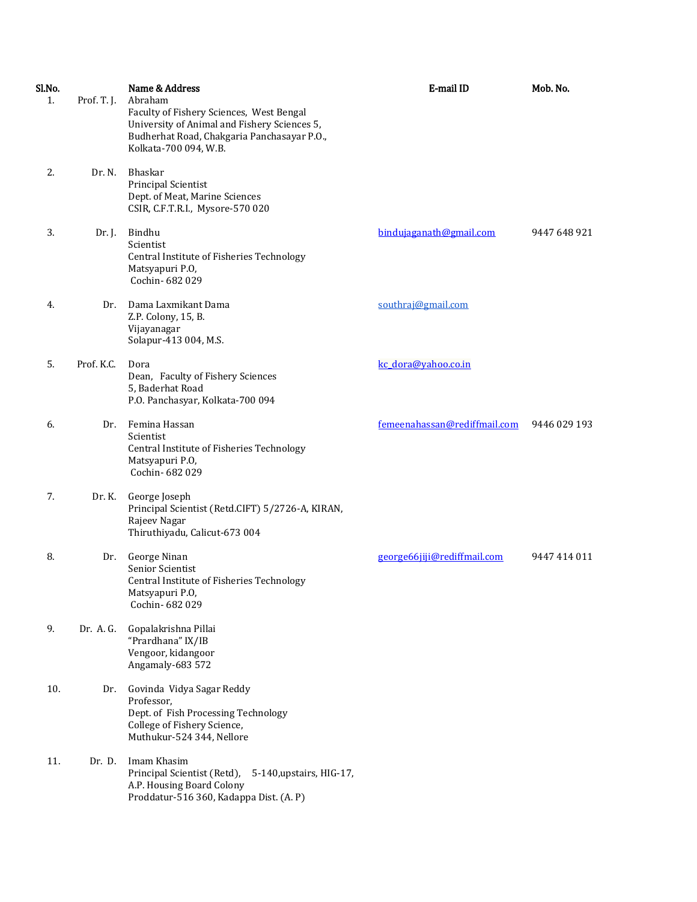| Sl.No. | | Name & Address | E-mail ID | Mob. No. |
|---|---|---|---|---|
| 1. | Prof. T. J. | Abraham<br>Faculty of Fishery Sciences, West Bengal University of Animal and Fishery Sciences 5, Budherhat Road, Chakgaria Panchasayar P.O., Kolkata-700 094, W.B. | | |
| 2. | Dr. N. | Bhaskar<br>Principal Scientist<br>Dept. of Meat, Marine Sciences<br>CSIR, C.F.T.R.I., Mysore-570 020 | | |
| 3. | Dr. J. | Bindhu<br>Scientist<br>Central Institute of Fisheries Technology<br>Matsyapuri P.O,<br>Cochin- 682 029 | bindujaganath@gmail.com | 9447 648 921 |
| 4. | Dr. | Dama Laxmikant Dama<br>Z.P. Colony, 15, B.<br>Vijayanagar<br>Solapur-413 004, M.S. | southraj@gmail.com | |
| 5. | Prof. K.C. | Dora<br>Dean, Faculty of Fishery Sciences<br>5, Baderhat Road<br>P.O. Panchasyar, Kolkata-700 094 | kc_dora@yahoo.co.in | |
| 6. | Dr. | Femina Hassan<br>Scientist<br>Central Institute of Fisheries Technology<br>Matsyapuri P.O,<br>Cochin- 682 029 | femeenahassan@rediffmail.com | 9446 029 193 |
| 7. | Dr. K. | George Joseph<br>Principal Scientist (Retd.CIFT) 5/2726-A, KIRAN, Rajeev Nagar<br>Thiruthiyadu, Calicut-673 004 | | |
| 8. | Dr. | George Ninan<br>Senior Scientist<br>Central Institute of Fisheries Technology<br>Matsyapuri P.O,<br>Cochin- 682 029 | george66jiji@rediffmail.com | 9447 414 011 |
| 9. | Dr. A. G. | Gopalakrishna Pillai<br>"Prardhana" IX/IB<br>Vengoor, kidangoor<br>Angamaly-683 572 | | |
| 10. | Dr. | Govinda Vidya Sagar Reddy<br>Professor,<br>Dept. of Fish Processing Technology<br>College of Fishery Science,<br>Muthukur-524 344, Nellore | | |
| 11. | Dr. D. | Imam Khasim<br>Principal Scientist (Retd), 5-140,upstairs, HIG-17, A.P. Housing Board Colony<br>Proddatur-516 360, Kadappa Dist. (A. P) | | |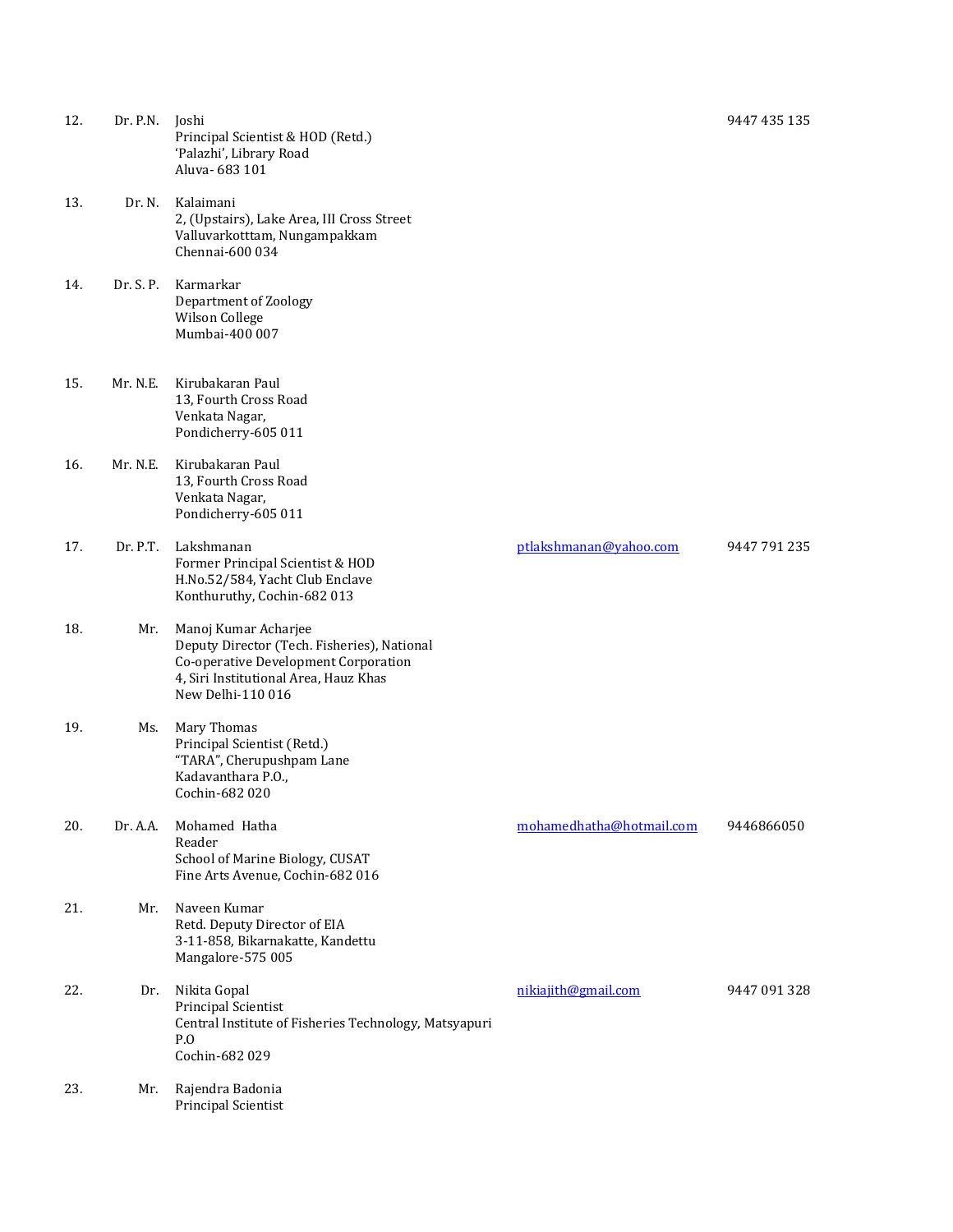| No. | Title | Name and Address | Email | Phone |
|---|---|---|---|---|
| 12. | Dr. P.N. | Joshi<br>Principal Scientist & HOD (Retd.)<br>'Palazhi', Library Road<br>Aluva- 683 101 | | 9447 435 135 |
| 13. | Dr. N. | Kalaimani<br>2, (Upstairs), Lake Area, III Cross Street<br>Valluvarkotttam, Nungampakkam<br>Chennai-600 034 | | |
| 14. | Dr. S. P. | Karmarkar<br>Department of Zoology<br>Wilson College<br>Mumbai-400 007 | | |
| 15. | Mr. N.E. | Kirubakaran Paul<br>13, Fourth Cross Road<br>Venkata Nagar,<br>Pondicherry-605 011 | | |
| 16. | Mr. N.E. | Kirubakaran Paul<br>13, Fourth Cross Road<br>Venkata Nagar,<br>Pondicherry-605 011 | | |
| 17. | Dr. P.T. | Lakshmanan<br>Former Principal Scientist & HOD<br>H.No.52/584, Yacht Club Enclave<br>Konthuruthy, Cochin-682 013 | ptlakshmanan@yahoo.com | 9447 791 235 |
| 18. | Mr. | Manoj Kumar Acharjee<br>Deputy Director (Tech. Fisheries), National<br>Co-operative Development Corporation<br>4, Siri Institutional Area, Hauz Khas<br>New Delhi-110 016 | | |
| 19. | Ms. | Mary Thomas<br>Principal Scientist (Retd.)<br>"TARA", Cherupushpam Lane<br>Kadavanthara P.O.,<br>Cochin-682 020 | | |
| 20. | Dr. A.A. | Mohamed Hatha<br>Reader<br>School of Marine Biology, CUSAT<br>Fine Arts Avenue, Cochin-682 016 | mohamedhatha@hotmail.com | 9446866050 |
| 21. | Mr. | Naveen Kumar<br>Retd. Deputy Director of EIA<br>3-11-858, Bikarnakatte, Kandettu<br>Mangalore-575 005 | | |
| 22. | Dr. | Nikita Gopal<br>Principal Scientist<br>Central Institute of Fisheries Technology, Matsyapuri P.O<br>Cochin-682 029 | nikiajith@gmail.com | 9447 091 328 |
| 23. | Mr. | Rajendra Badonia<br>Principal Scientist | | |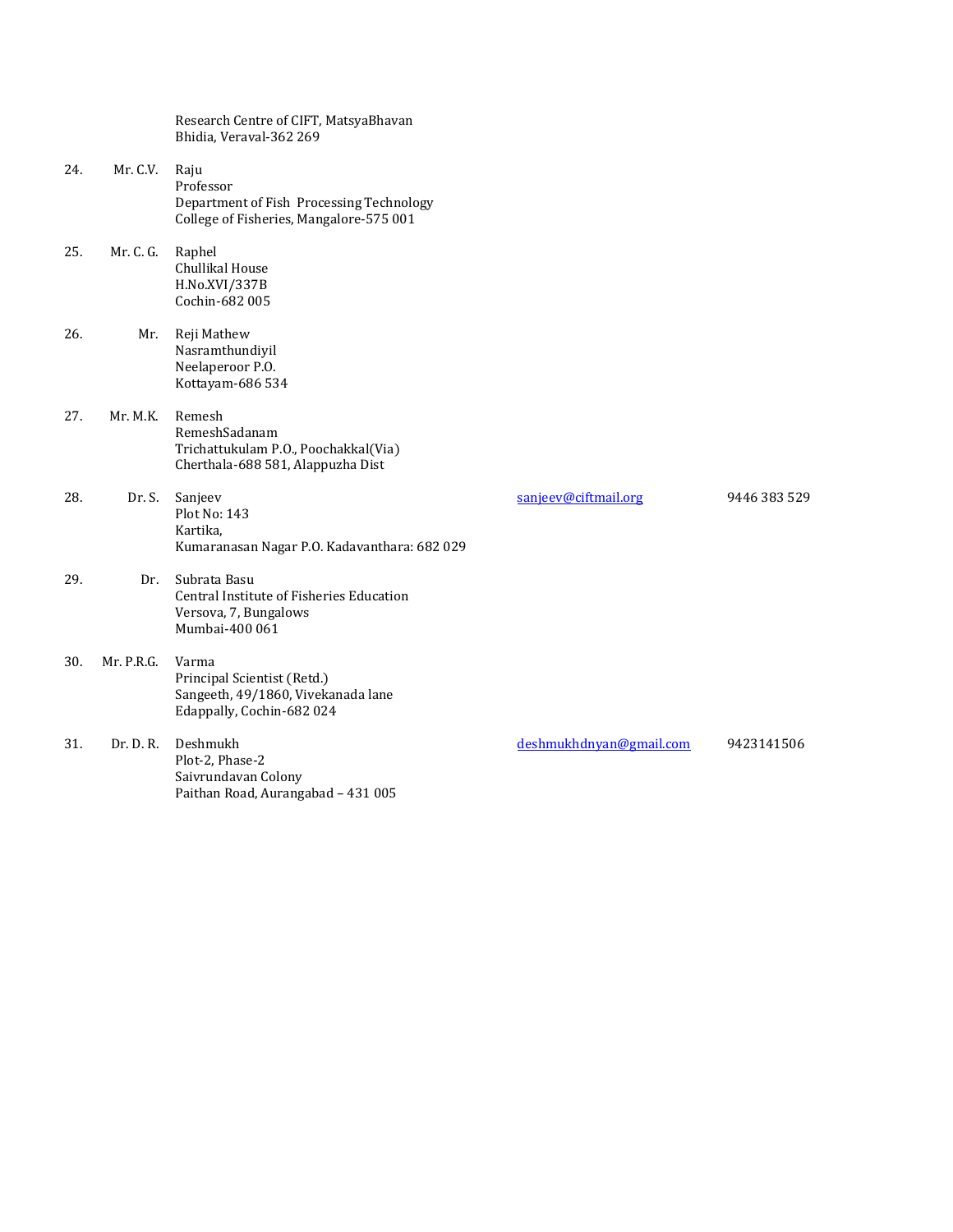| | | | | |
|---|---|---|---|---|
| | | Research Centre of CIFT, MatsyaBhavan<br>Bhidia, Veraval-362 269 | | |
| 24. | Mr. C.V. | Raju<br>Professor<br>Department of Fish Processing Technology<br>College of Fisheries, Mangalore-575 001 | | |
| 25. | Mr. C. G. | Raphel<br>Chullikal House<br>H.No.XVI/337B<br>Cochin-682 005 | | |
| 26. | Mr. | Reji Mathew<br>Nasramthundiyil<br>Neelaperoor P.O.<br>Kottayam-686 534 | | |
| 27. | Mr. M.K. | Remesh<br>RemeshSadanam<br>Trichattukulam P.O., Poochakkal(Via)<br>Cherthala-688 581, Alappuzha Dist | | |
| 28. | Dr. S. | Sanjeev<br>Plot No: 143<br>Kartika,<br>Kumaranasan Nagar P.O. Kadavanthara: 682 029 | sanjeev@ciftmail.org | 9446 383 529 |
| 29. | Dr. | Subrata Basu<br>Central Institute of Fisheries Education<br>Versova, 7, Bungalows<br>Mumbai-400 061 | | |
| 30. | Mr. P.R.G. | Varma<br>Principal Scientist (Retd.)<br>Sangeeth, 49/1860, Vivekanada lane<br>Edappally, Cochin-682 024 | | |
| 31. | Dr. D. R. | Deshmukh<br>Plot-2, Phase-2<br>Saivrundavan Colony<br>Paithan Road, Aurangabad – 431 005 | deshmukhdnyan@gmail.com | 9423141506 |